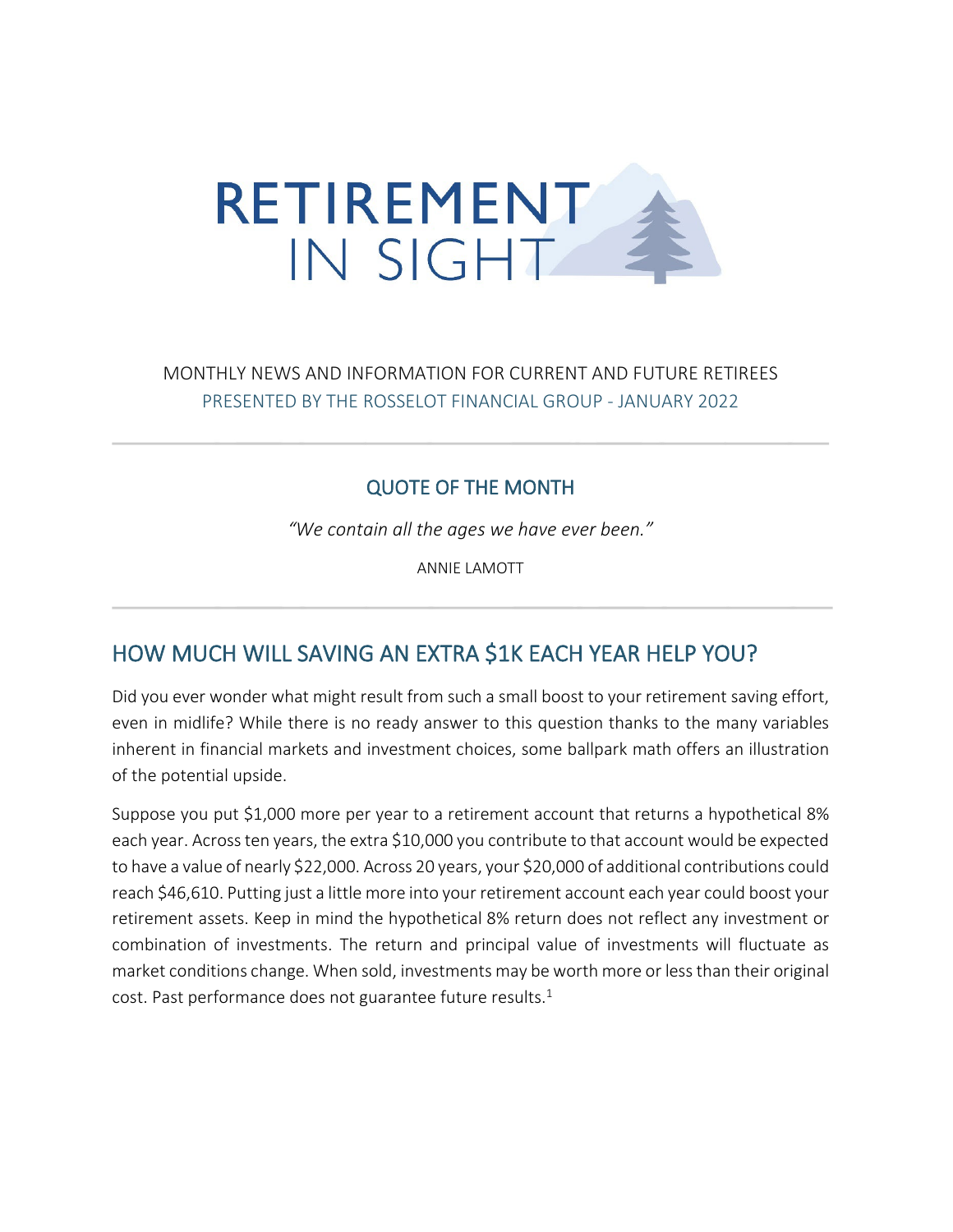# RETIREMENT IN SIGHT

MONTHLY NEWS AND INFORMATION FOR CURRENT AND FUTURE RETIREES

PRESENTED BY THE ROSSELOT FINANCIAL GROUP - JANUARY 2022

---

### QUOTE OF THE MONTH

*"We contain all the ages we have ever been."*

ANNIE LAMOTT

---

## HOW MUCH WILL SAVING AN EXTRA $1K EACH YEAR HELP YOU?

Did you ever wonder what might result from such a small boost to your retirement saving effort, even in midlife? While there is no ready answer to this question thanks to the many variables inherent in financial markets and investment choices, some ballpark math offers an illustration of the potential upside.

Suppose you put $1,000 more per year to a retirement account that returns a hypothetical 8% each year. Across ten years, the extra $10,000 you contribute to that account would be expected to have a value of nearly $22,000. Across 20 years, your $20,000 of additional contributions could reach $46,610. Putting just a little more into your retirement account each year could boost your retirement assets. Keep in mind the hypothetical 8% return does not reflect any investment or combination of investments. The return and principal value of investments will fluctuate as market conditions change. When sold, investments may be worth more or less than their original cost. Past performance does not guarantee future results.[1]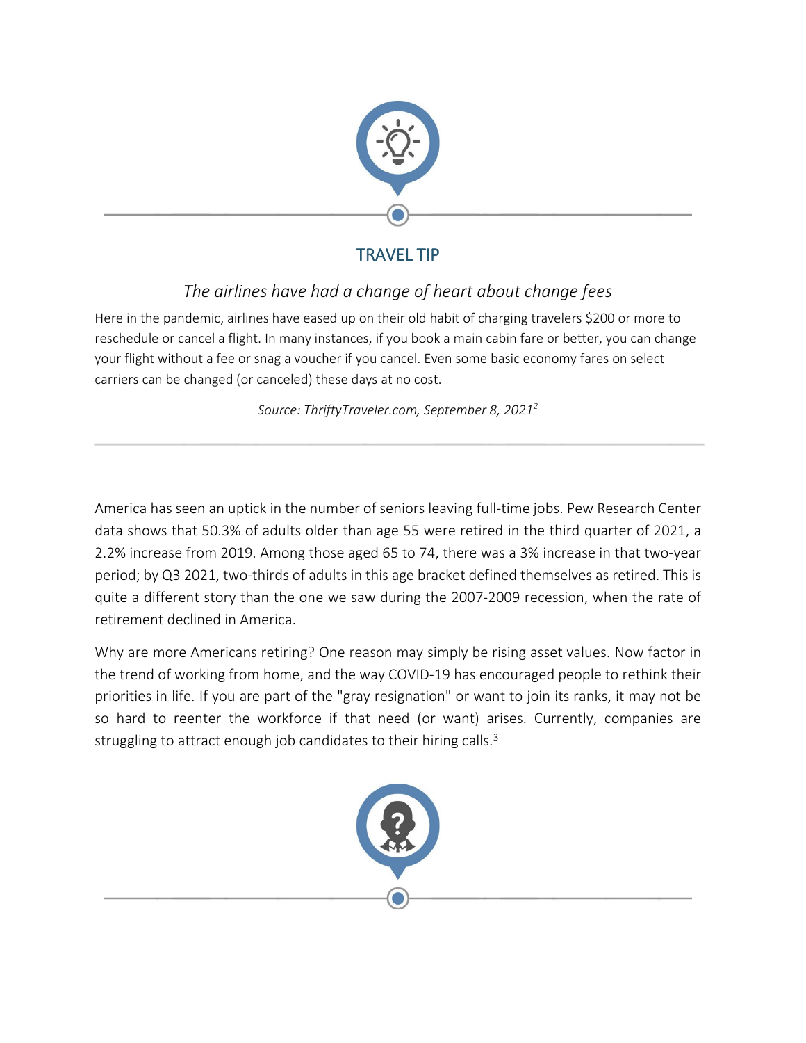## TRAVEL TIP

*The airlines have had a change of heart about change fees*

Here in the pandemic, airlines have eased up on their old habit of charging travelers $200 or more to reschedule or cancel a flight. In many instances, if you book a main cabin fare or better, you can change your flight without a fee or snag a voucher if you cancel. Even some basic economy fares on select carriers can be changed (or canceled) these days at no cost.

*Source: ThriftyTraveler.com, September 8, 2021*[2]

---

America has seen an uptick in the number of seniors leaving full-time jobs. Pew Research Center data shows that 50.3% of adults older than age 55 were retired in the third quarter of 2021, a 2.2% increase from 2019. Among those aged 65 to 74, there was a 3% increase in that two-year period; by Q3 2021, two-thirds of adults in this age bracket defined themselves as retired. This is quite a different story than the one we saw during the 2007-2009 recession, when the rate of retirement declined in America.

Why are more Americans retiring? One reason may simply be rising asset values. Now factor in the trend of working from home, and the way COVID-19 has encouraged people to rethink their priorities in life. If you are part of the "gray resignation" or want to join its ranks, it may not be so hard to reenter the workforce if that need (or want) arises. Currently, companies are struggling to attract enough job candidates to their hiring calls.[3]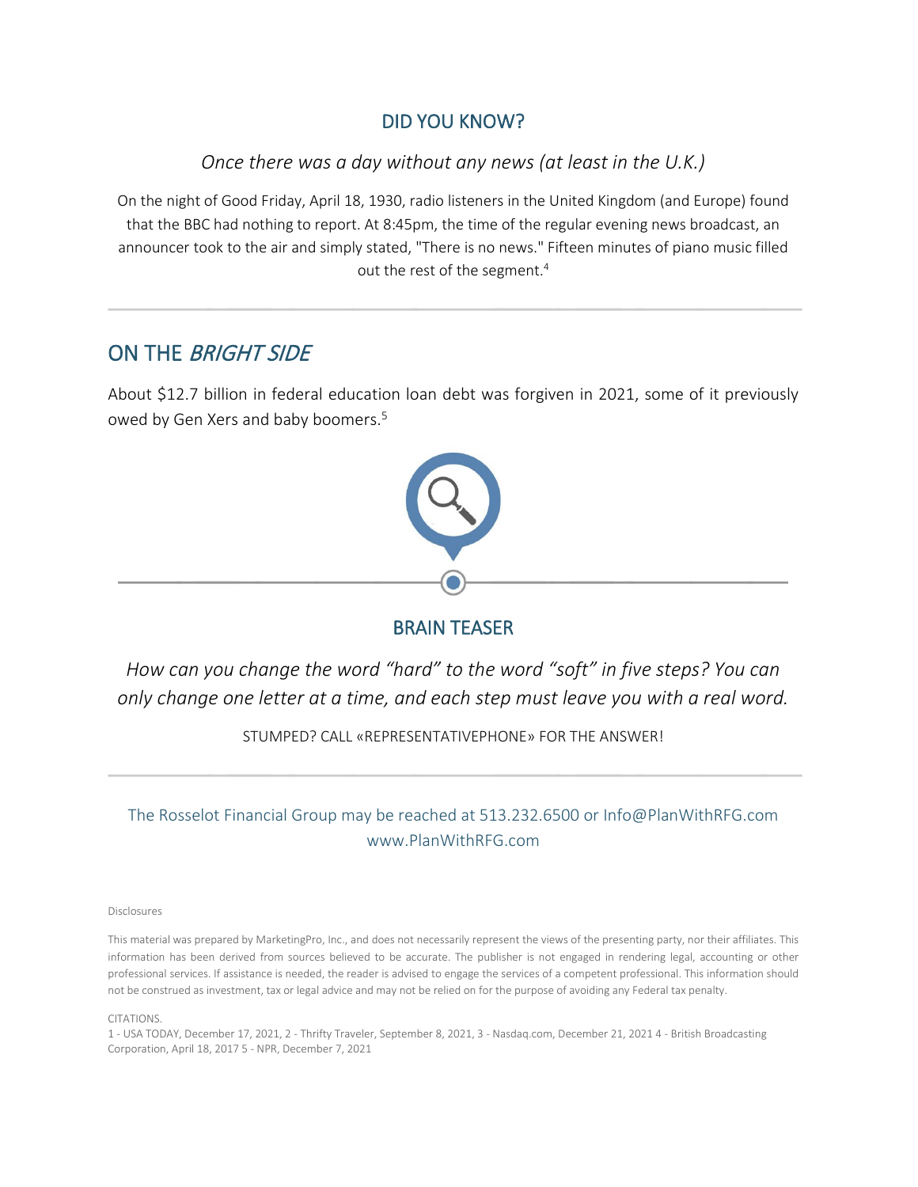## DID YOU KNOW?

*Once there was a day without any news (at least in the U.K.)*

On the night of Good Friday, April 18, 1930, radio listeners in the United Kingdom (and Europe) found that the BBC had nothing to report. At 8:45pm, the time of the regular evening news broadcast, an announcer took to the air and simply stated, "There is no news." Fifteen minutes of piano music filled out the rest of the segment.[4]

## ON THE *BRIGHT SIDE*

About $12.7 billion in federal education loan debt was forgiven in 2021, some of it previously owed by Gen Xers and baby boomers.[5]

## BRAIN TEASER

*How can you change the word "hard" to the word "soft" in five steps? You can only change one letter at a time, and each step must leave you with a real word.*

STUMPED? CALL «REPRESENTATIVEPHONE» FOR THE ANSWER!

The Rosselot Financial Group may be reached at 513.232.6500 or Info@PlanWithRFG.com
www.PlanWithRFG.com

Disclosures

This material was prepared by MarketingPro, Inc., and does not necessarily represent the views of the presenting party, nor their affiliates. This information has been derived from sources believed to be accurate. The publisher is not engaged in rendering legal, accounting or other professional services. If assistance is needed, the reader is advised to engage the services of a competent professional. This information should not be construed as investment, tax or legal advice and may not be relied on for the purpose of avoiding any Federal tax penalty.

CITATIONS.
1 - USA TODAY, December 17, 2021, 2 - Thrifty Traveler, September 8, 2021, 3 - Nasdaq.com, December 21, 2021 4 - British Broadcasting Corporation, April 18, 2017 5 - NPR, December 7, 2021